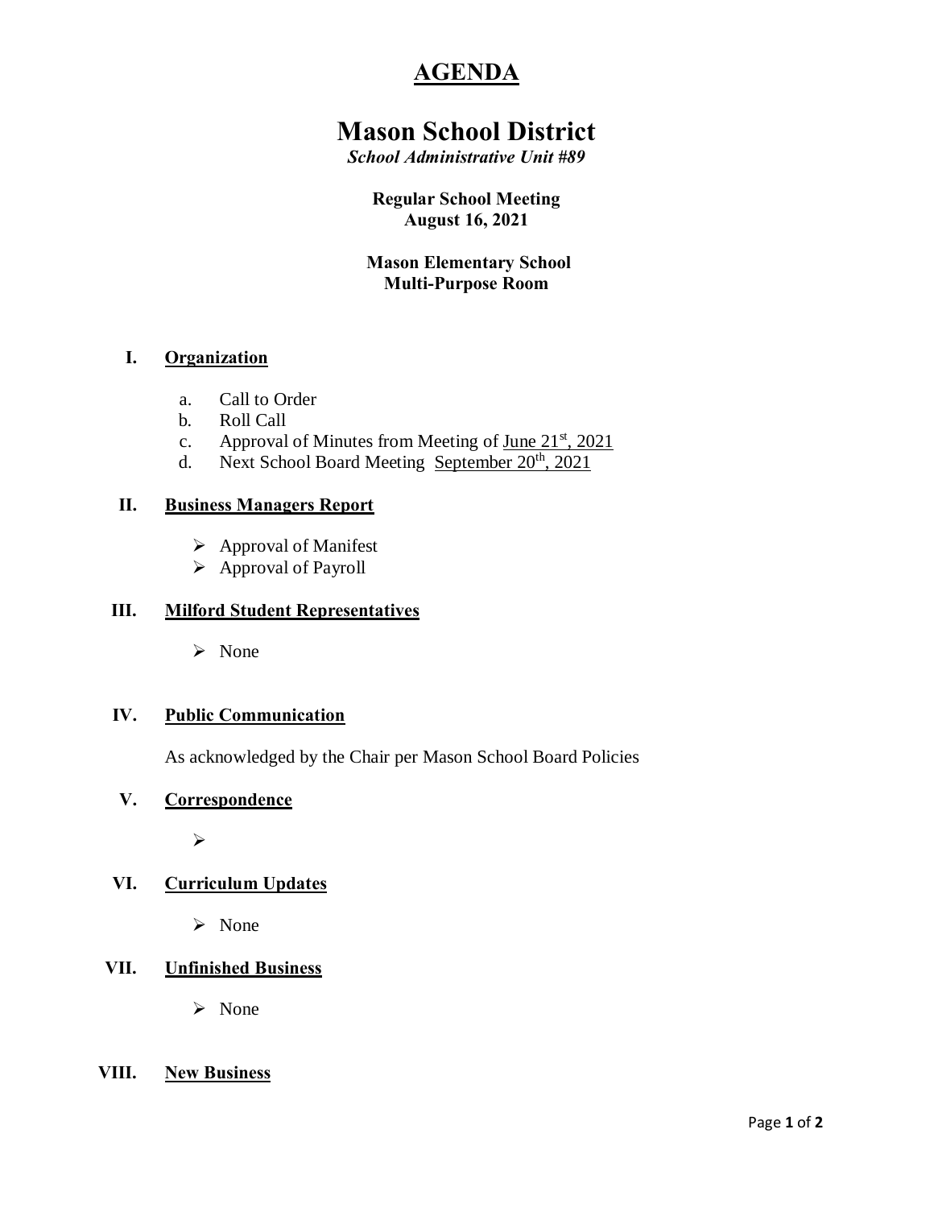# AGENDA

# Mason School District

***School Administrative Unit #89***

**Regular School Meeting**
**August 16, 2021**

**Mason Elementary School**
**Multi-Purpose Room**

## I. Organization

a. Call to Order
b. Roll Call
c. Approval of Minutes from Meeting of June 21st, 2021
d. Next School Board Meeting September 20th, 2021

## II. Business Managers Report

- Approval of Manifest
- Approval of Payroll

## III. Milford Student Representatives

- None

## IV. Public Communication

As acknowledged by the Chair per Mason School Board Policies

## V. Correspondence

-

## VI. Curriculum Updates

- None

## VII. Unfinished Business

- None

## VIII. New Business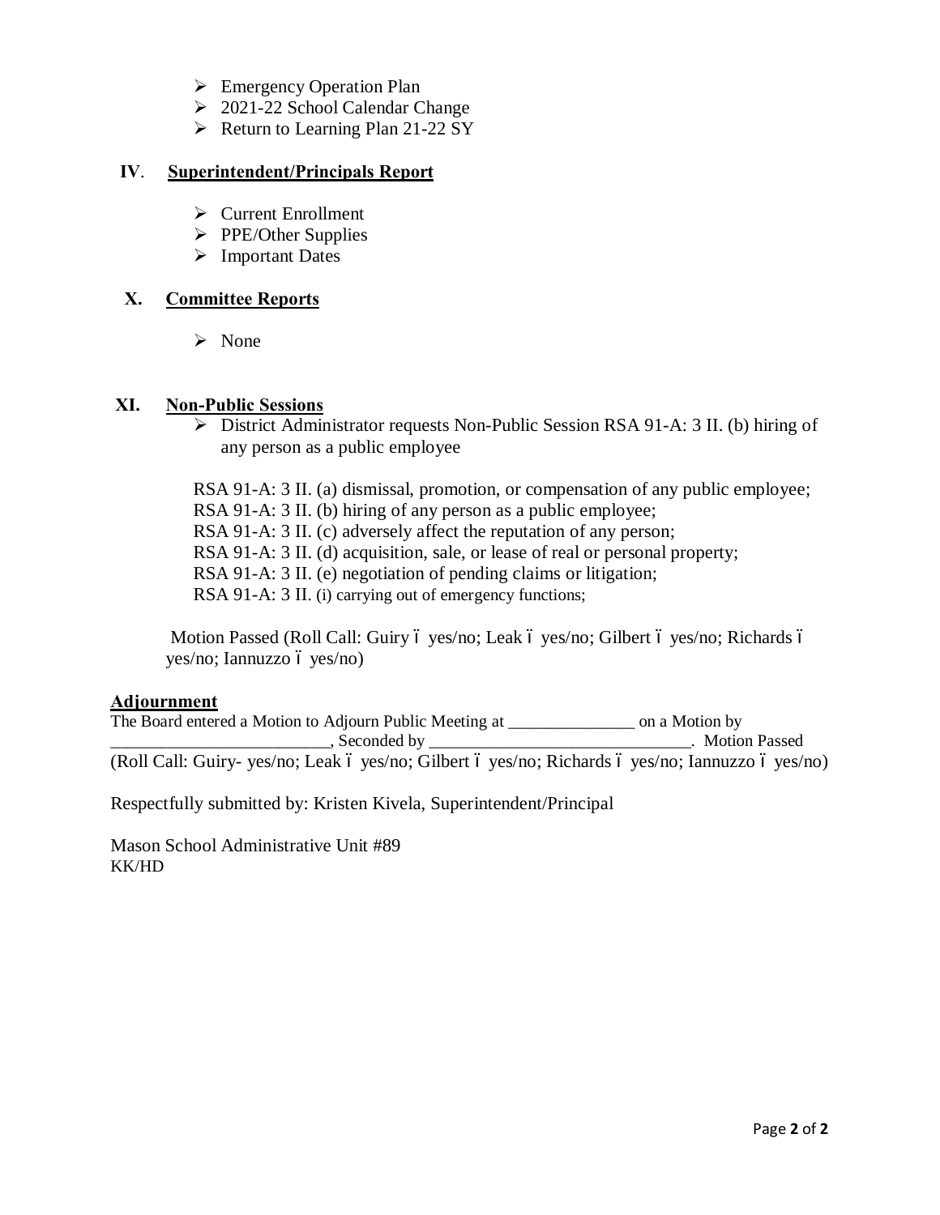- Emergency Operation Plan
- 2021-22 School Calendar Change
- Return to Learning Plan 21-22 SY

## IV. Superintendent/Principals Report

- Current Enrollment
- PPE/Other Supplies
- Important Dates

## X. Committee Reports

- None

## XI. Non-Public Sessions

- District Administrator requests Non-Public Session RSA 91-A: 3 II. (b) hiring of any person as a public employee

RSA 91-A: 3 II. (a) dismissal, promotion, or compensation of any public employee;
RSA 91-A: 3 II. (b) hiring of any person as a public employee;
RSA 91-A: 3 II. (c) adversely affect the reputation of any person;
RSA 91-A: 3 II. (d) acquisition, sale, or lease of real or personal property;
RSA 91-A: 3 II. (e) negotiation of pending claims or litigation;
RSA 91-A: 3 II. (i) carrying out of emergency functions;

Motion Passed (Roll Call: Guiry ó yes/no; Leak ó yes/no; Gilbert ó yes/no; Richards ó yes/no; Iannuzzo ó yes/no)

**Adjournment**

The Board entered a Motion to Adjourn Public Meeting at _______________ on a Motion by _________________________, Seconded by ______________________________. Motion Passed (Roll Call: Guiry- yes/no; Leak ó yes/no; Gilbert ó yes/no; Richards ó yes/no; Iannuzzo ó yes/no)

Respectfully submitted by: Kristen Kivela, Superintendent/Principal

Mason School Administrative Unit #89
KK/HD